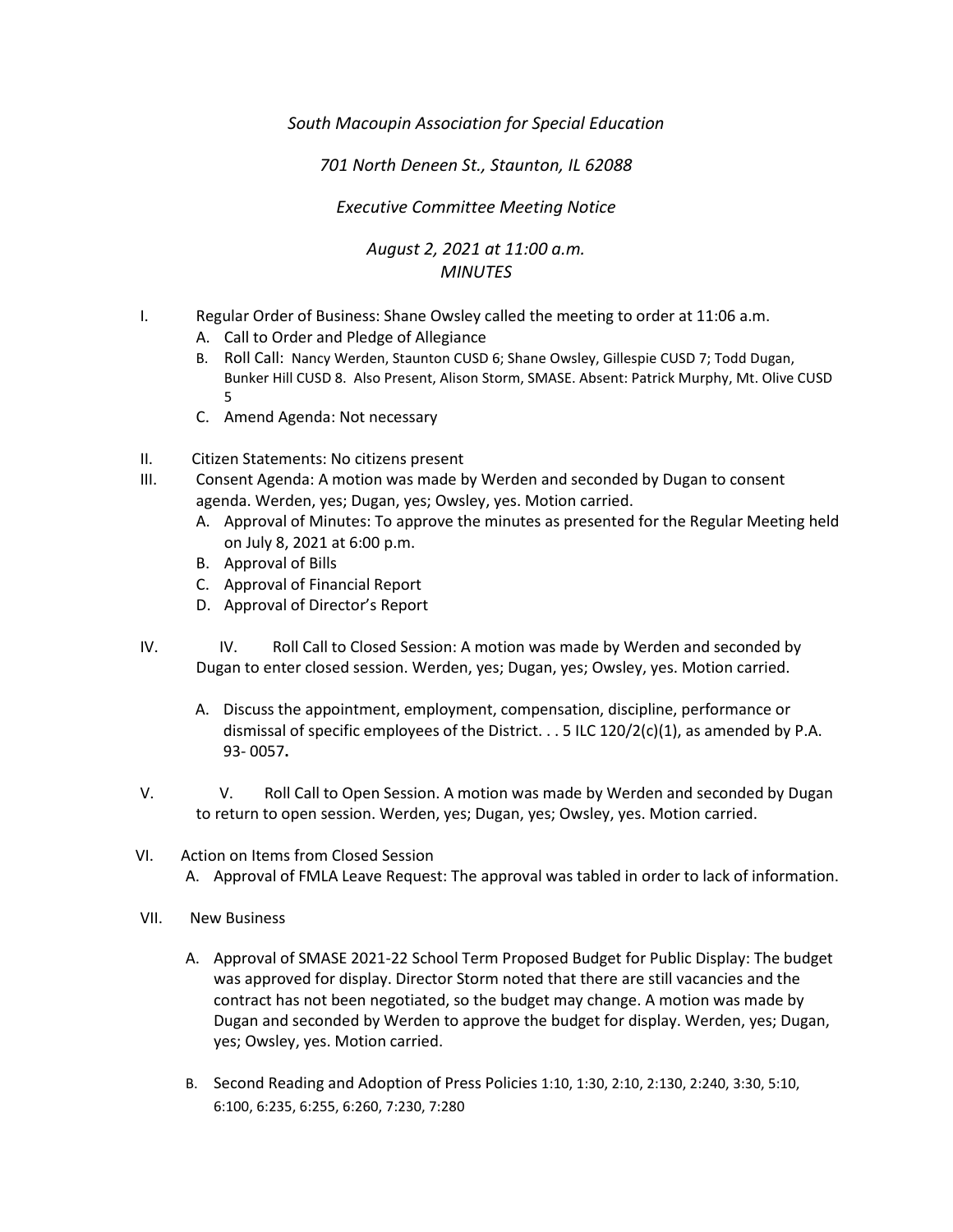*South Macoupin Association for Special Education*

*701 North Deneen St., Staunton, IL 62088*

*Executive Committee Meeting Notice*

*August 2, 2021 at 11:00 a.m.*
*MINUTES*

I. Regular Order of Business: Shane Owsley called the meeting to order at 11:06 a.m.
   - A. Call to Order and Pledge of Allegiance
   - B. Roll Call: Nancy Werden, Staunton CUSD 6; Shane Owsley, Gillespie CUSD 7; Todd Dugan, Bunker Hill CUSD 8. Also Present, Alison Storm, SMASE. Absent: Patrick Murphy, Mt. Olive CUSD 5
   - C. Amend Agenda: Not necessary

II. Citizen Statements: No citizens present

III. Consent Agenda: A motion was made by Werden and seconded by Dugan to consent agenda. Werden, yes; Dugan, yes; Owsley, yes. Motion carried.
   - A. Approval of Minutes: To approve the minutes as presented for the Regular Meeting held on July 8, 2021 at 6:00 p.m.
   - B. Approval of Bills
   - C. Approval of Financial Report
   - D. Approval of Director's Report

IV. IV. Roll Call to Closed Session: A motion was made by Werden and seconded by Dugan to enter closed session. Werden, yes; Dugan, yes; Owsley, yes. Motion carried.
   - A. Discuss the appointment, employment, compensation, discipline, performance or dismissal of specific employees of the District. . . 5 ILC 120/2(c)(1), as amended by P.A. 93- 0057**.**

V. V. Roll Call to Open Session. A motion was made by Werden and seconded by Dugan to return to open session. Werden, yes; Dugan, yes; Owsley, yes. Motion carried.

VI. Action on Items from Closed Session
   - A. Approval of FMLA Leave Request: The approval was tabled in order to lack of information.

VII. New Business
   - A. Approval of SMASE 2021-22 School Term Proposed Budget for Public Display: The budget was approved for display. Director Storm noted that there are still vacancies and the contract has not been negotiated, so the budget may change. A motion was made by Dugan and seconded by Werden to approve the budget for display. Werden, yes; Dugan, yes; Owsley, yes. Motion carried.
   - B. Second Reading and Adoption of Press Policies 1:10, 1:30, 2:10, 2:130, 2:240, 3:30, 5:10, 6:100, 6:235, 6:255, 6:260, 7:230, 7:280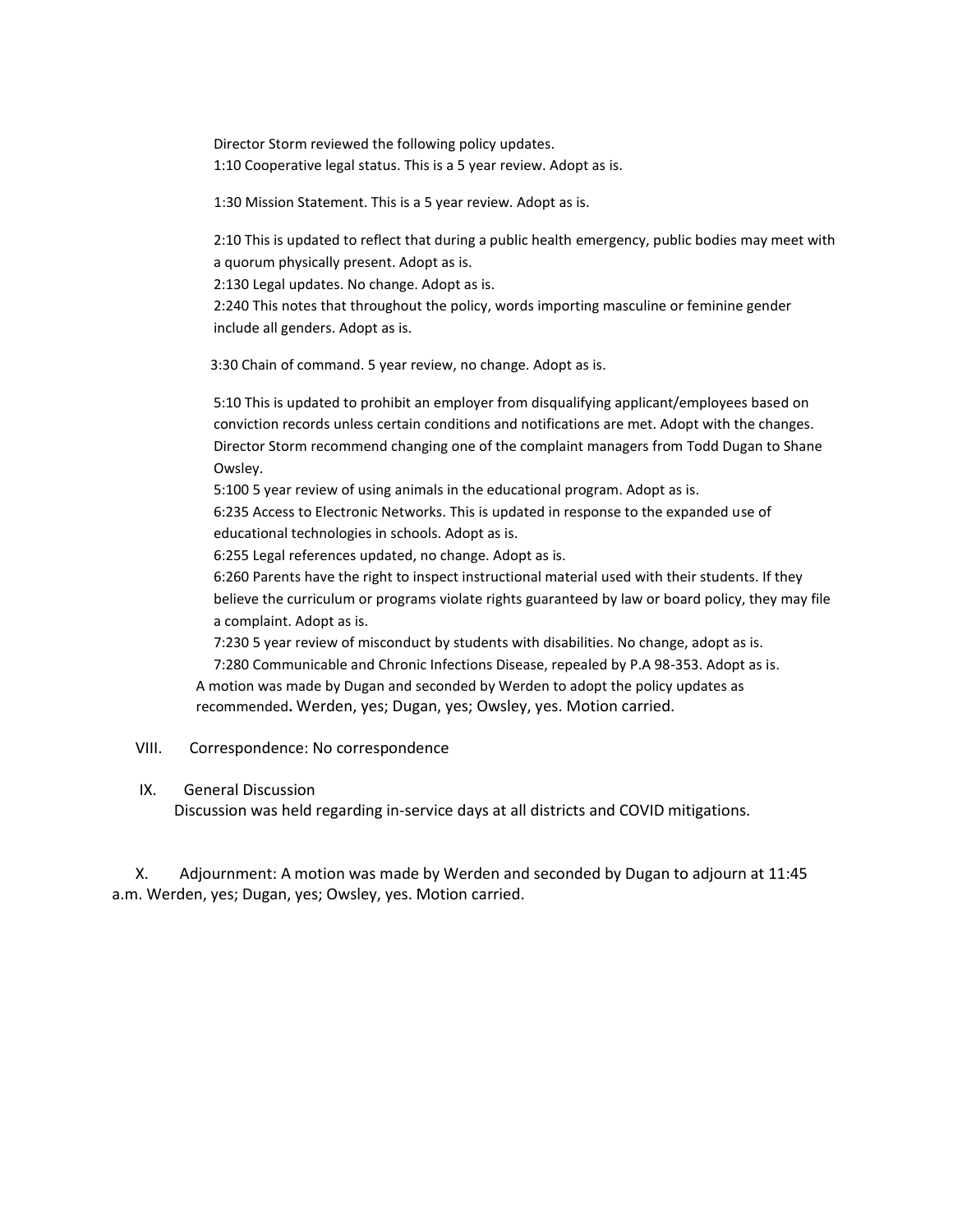Director Storm reviewed the following policy updates.

1:10 Cooperative legal status. This is a 5 year review. Adopt as is.

1:30 Mission Statement. This is a 5 year review. Adopt as is.

2:10 This is updated to reflect that during a public health emergency, public bodies may meet with a quorum physically present. Adopt as is.

2:130 Legal updates. No change. Adopt as is.

2:240 This notes that throughout the policy, words importing masculine or feminine gender include all genders. Adopt as is.

3:30 Chain of command. 5 year review, no change. Adopt as is.

5:10 This is updated to prohibit an employer from disqualifying applicant/employees based on conviction records unless certain conditions and notifications are met. Adopt with the changes. Director Storm recommend changing one of the complaint managers from Todd Dugan to Shane Owsley.

5:100 5 year review of using animals in the educational program. Adopt as is.

6:235 Access to Electronic Networks. This is updated in response to the expanded use of educational technologies in schools. Adopt as is.

6:255 Legal references updated, no change. Adopt as is.

6:260 Parents have the right to inspect instructional material used with their students. If they believe the curriculum or programs violate rights guaranteed by law or board policy, they may file a complaint. Adopt as is.

7:230 5 year review of misconduct by students with disabilities. No change, adopt as is.

7:280 Communicable and Chronic Infections Disease, repealed by P.A 98-353. Adopt as is.

A motion was made by Dugan and seconded by Werden to adopt the policy updates as recommended**.** Werden, yes; Dugan, yes; Owsley, yes. Motion carried.

VIII. Correspondence: No correspondence

IX. General Discussion

Discussion was held regarding in-service days at all districts and COVID mitigations.

X. Adjournment: A motion was made by Werden and seconded by Dugan to adjourn at 11:45 a.m. Werden, yes; Dugan, yes; Owsley, yes. Motion carried.